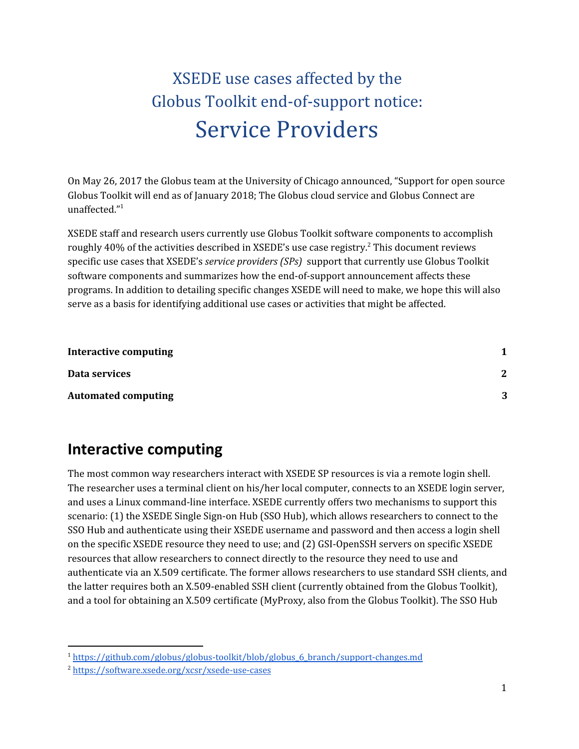# XSEDE use cases affected by the Globus Toolkit end-of-support notice: Service Providers

On May 26, 2017 the Globus team at the University of Chicago announced, "Support for open source Globus Toolkit will end as of January 2018; The Globus cloud service and Globus Connect are unaffected."[1]

XSEDE staff and research users currently use Globus Toolkit software components to accomplish roughly 40% of the activities described in XSEDE's use case registry.[2] This document reviews specific use cases that XSEDE's *service providers (SPs)* support that currently use Globus Toolkit software components and summarizes how the end-of-support announcement affects these programs. In addition to detailing specific changes XSEDE will need to make, we hope this will also serve as a basis for identifying additional use cases or activities that might be affected.

| | |
|---|---|
| **Interactive computing** | **1** |
| **Data services** | **2** |
| **Automated computing** | **3** |

## Interactive computing

The most common way researchers interact with XSEDE SP resources is via a remote login shell. The researcher uses a terminal client on his/her local computer, connects to an XSEDE login server, and uses a Linux command-line interface. XSEDE currently offers two mechanisms to support this scenario: (1) the XSEDE Single Sign-on Hub (SSO Hub), which allows researchers to connect to the SSO Hub and authenticate using their XSEDE username and password and then access a login shell on the specific XSEDE resource they need to use; and (2) GSI-OpenSSH servers on specific XSEDE resources that allow researchers to connect directly to the resource they need to use and authenticate via an X.509 certificate. The former allows researchers to use standard SSH clients, and the latter requires both an X.509-enabled SSH client (currently obtained from the Globus Toolkit), and a tool for obtaining an X.509 certificate (MyProxy, also from the Globus Toolkit). The SSO Hub

---

[1] https://github.com/globus/globus-toolkit/blob/globus_6_branch/support-changes.md

[2] https://software.xsede.org/xcsr/xsede-use-cases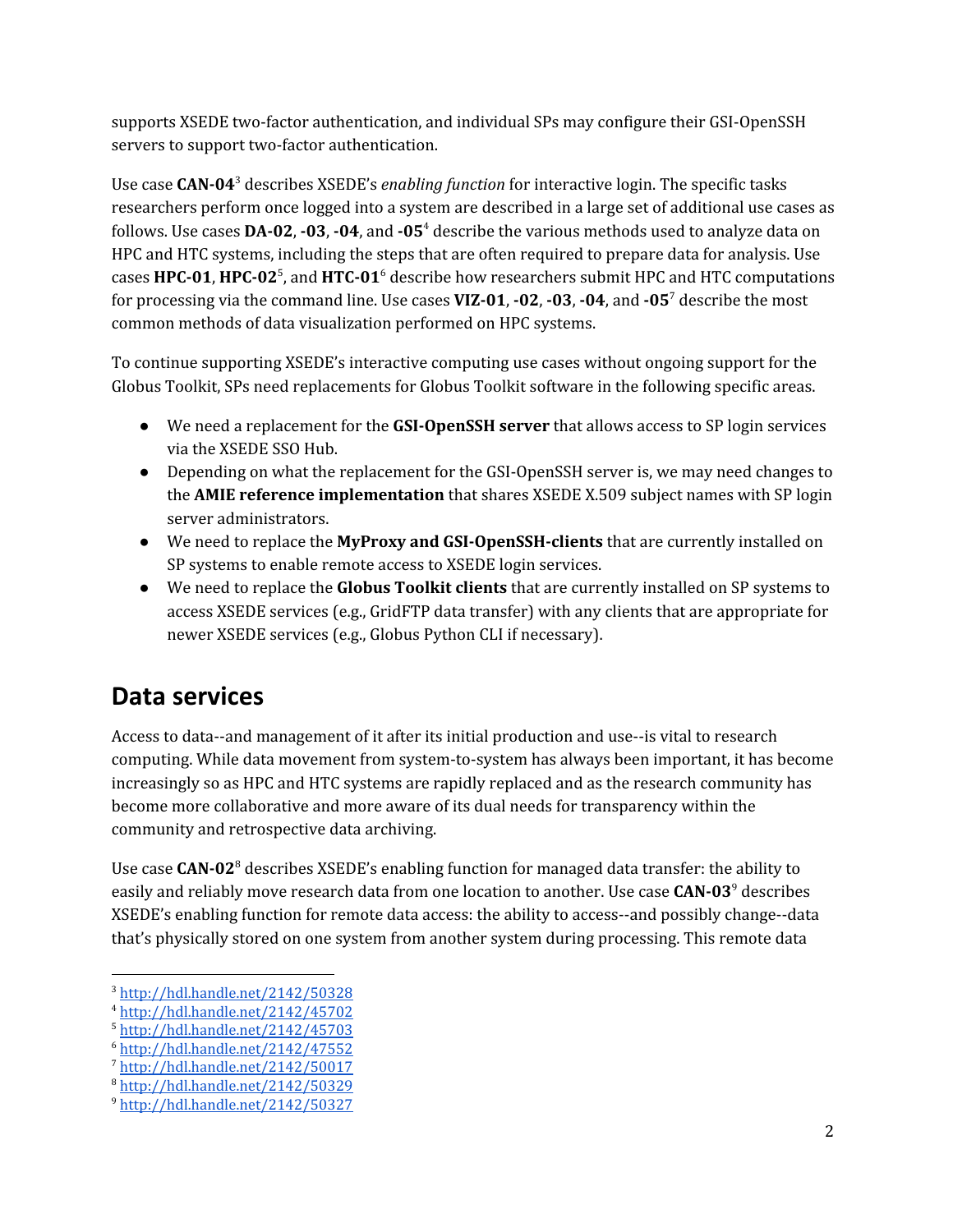supports XSEDE two-factor authentication, and individual SPs may configure their GSI-OpenSSH servers to support two-factor authentication.

Use case **CAN-04**[3] describes XSEDE's *enabling function* for interactive login. The specific tasks researchers perform once logged into a system are described in a large set of additional use cases as follows. Use cases **DA-02**, **-03**, **-04**, and **-05**[4] describe the various methods used to analyze data on HPC and HTC systems, including the steps that are often required to prepare data for analysis. Use cases **HPC-01**, **HPC-02**[5], and **HTC-01**[6] describe how researchers submit HPC and HTC computations for processing via the command line. Use cases **VIZ-01**, **-02**, **-03**, **-04**, and **-05**[7] describe the most common methods of data visualization performed on HPC systems.

To continue supporting XSEDE's interactive computing use cases without ongoing support for the Globus Toolkit, SPs need replacements for Globus Toolkit software in the following specific areas.

- We need a replacement for the **GSI-OpenSSH server** that allows access to SP login services via the XSEDE SSO Hub.
- Depending on what the replacement for the GSI-OpenSSH server is, we may need changes to the **AMIE reference implementation** that shares XSEDE X.509 subject names with SP login server administrators.
- We need to replace the **MyProxy and GSI-OpenSSH-clients** that are currently installed on SP systems to enable remote access to XSEDE login services.
- We need to replace the **Globus Toolkit clients** that are currently installed on SP systems to access XSEDE services (e.g., GridFTP data transfer) with any clients that are appropriate for newer XSEDE services (e.g., Globus Python CLI if necessary).

## Data services

Access to data--and management of it after its initial production and use--is vital to research computing. While data movement from system-to-system has always been important, it has become increasingly so as HPC and HTC systems are rapidly replaced and as the research community has become more collaborative and more aware of its dual needs for transparency within the community and retrospective data archiving.

Use case **CAN-02**[8] describes XSEDE's enabling function for managed data transfer: the ability to easily and reliably move research data from one location to another. Use case **CAN-03**[9] describes XSEDE's enabling function for remote data access: the ability to access--and possibly change--data that's physically stored on one system from another system during processing. This remote data

[3] http://hdl.handle.net/2142/50328
[4] http://hdl.handle.net/2142/45702
[5] http://hdl.handle.net/2142/45703
[6] http://hdl.handle.net/2142/47552
[7] http://hdl.handle.net/2142/50017
[8] http://hdl.handle.net/2142/50329
[9] http://hdl.handle.net/2142/50327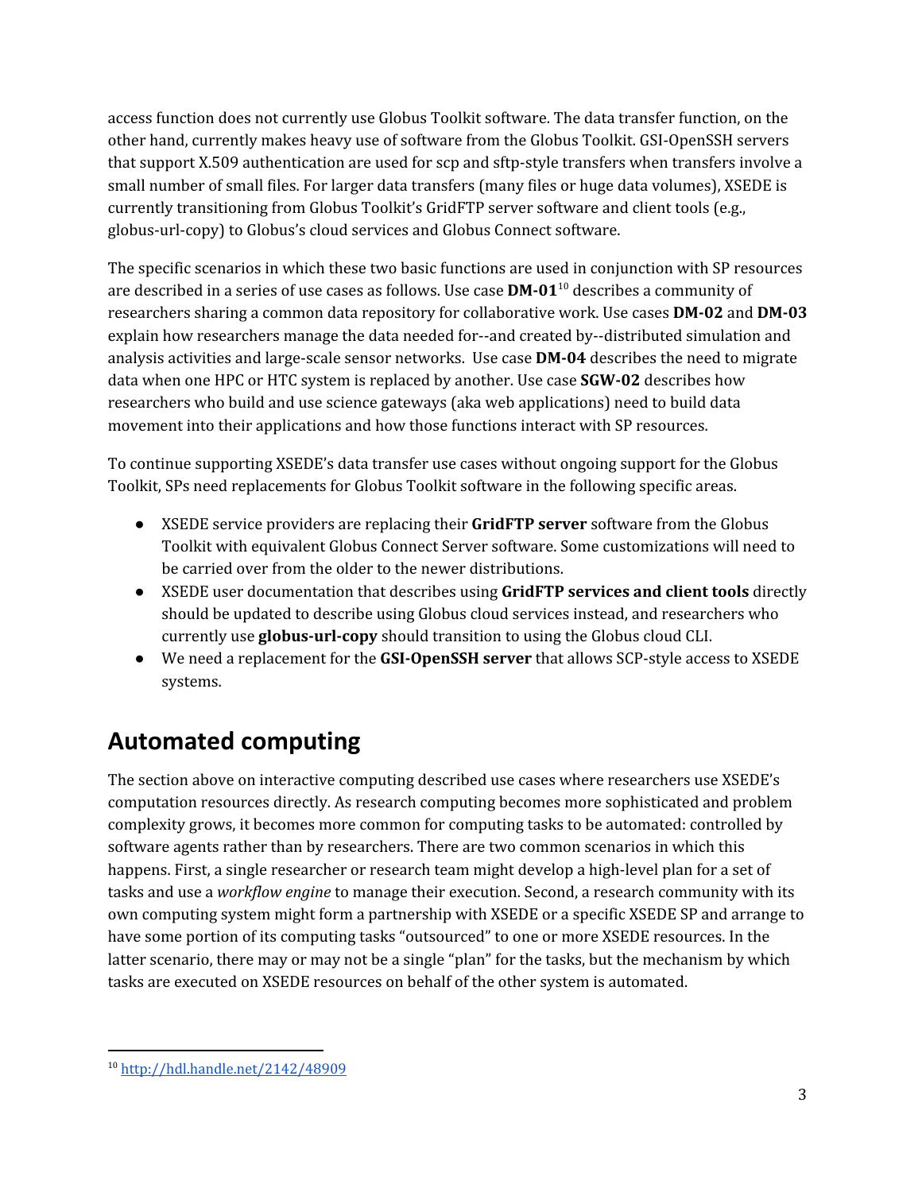access function does not currently use Globus Toolkit software. The data transfer function, on the other hand, currently makes heavy use of software from the Globus Toolkit. GSI-OpenSSH servers that support X.509 authentication are used for scp and sftp-style transfers when transfers involve a small number of small files. For larger data transfers (many files or huge data volumes), XSEDE is currently transitioning from Globus Toolkit's GridFTP server software and client tools (e.g., globus-url-copy) to Globus's cloud services and Globus Connect software.

The specific scenarios in which these two basic functions are used in conjunction with SP resources are described in a series of use cases as follows. Use case **DM-01**[10] describes a community of researchers sharing a common data repository for collaborative work. Use cases **DM-02** and **DM-03** explain how researchers manage the data needed for--and created by--distributed simulation and analysis activities and large-scale sensor networks. Use case **DM-04** describes the need to migrate data when one HPC or HTC system is replaced by another. Use case **SGW-02** describes how researchers who build and use science gateways (aka web applications) need to build data movement into their applications and how those functions interact with SP resources.

To continue supporting XSEDE's data transfer use cases without ongoing support for the Globus Toolkit, SPs need replacements for Globus Toolkit software in the following specific areas.

- XSEDE service providers are replacing their **GridFTP server** software from the Globus Toolkit with equivalent Globus Connect Server software. Some customizations will need to be carried over from the older to the newer distributions.
- XSEDE user documentation that describes using **GridFTP services and client tools** directly should be updated to describe using Globus cloud services instead, and researchers who currently use **globus-url-copy** should transition to using the Globus cloud CLI.
- We need a replacement for the **GSI-OpenSSH server** that allows SCP-style access to XSEDE systems.

## Automated computing

The section above on interactive computing described use cases where researchers use XSEDE's computation resources directly. As research computing becomes more sophisticated and problem complexity grows, it becomes more common for computing tasks to be automated: controlled by software agents rather than by researchers. There are two common scenarios in which this happens. First, a single researcher or research team might develop a high-level plan for a set of tasks and use a *workflow engine* to manage their execution. Second, a research community with its own computing system might form a partnership with XSEDE or a specific XSEDE SP and arrange to have some portion of its computing tasks "outsourced" to one or more XSEDE resources. In the latter scenario, there may or may not be a single "plan" for the tasks, but the mechanism by which tasks are executed on XSEDE resources on behalf of the other system is automated.

---

[10] http://hdl.handle.net/2142/48909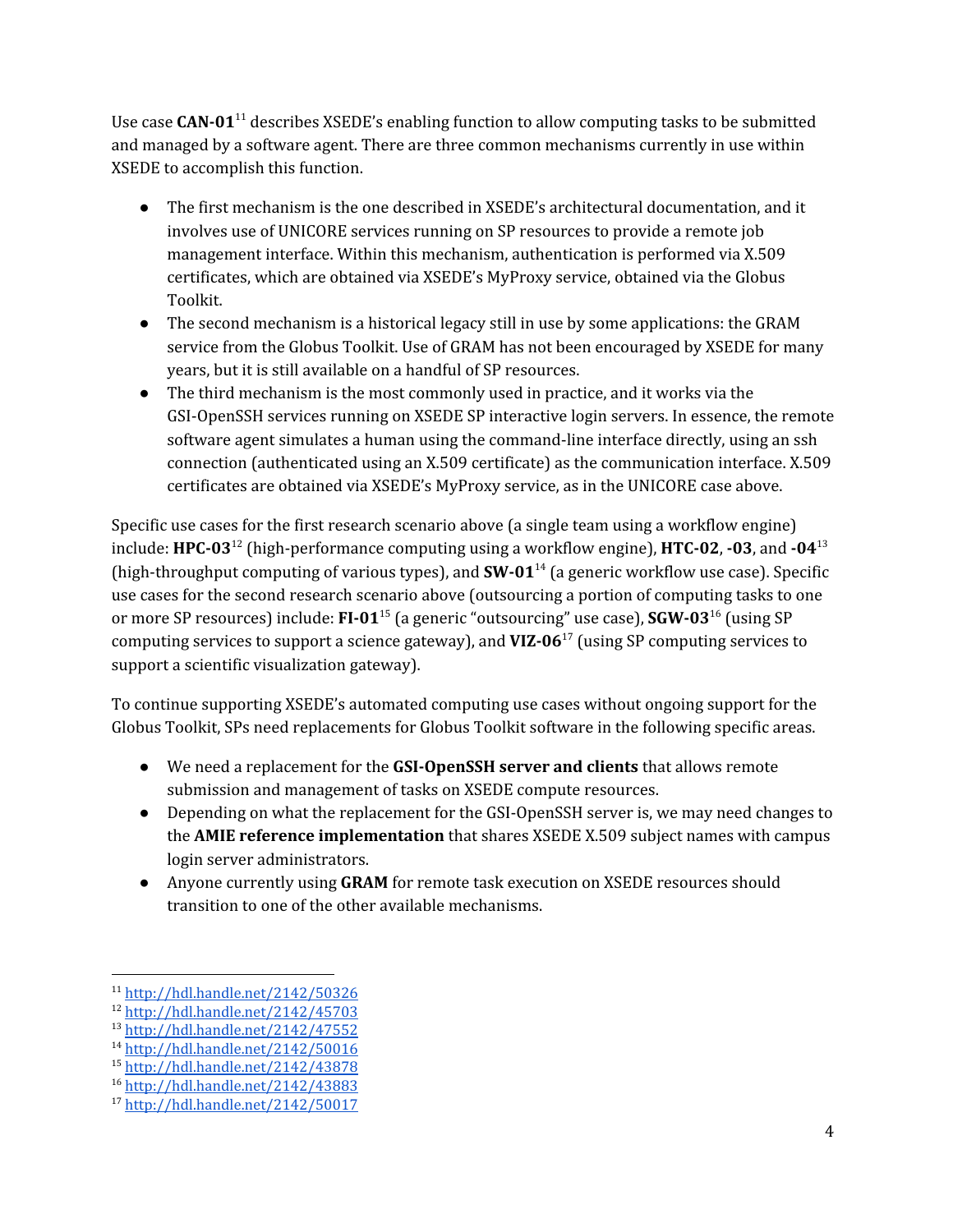Use case **CAN-01**[11] describes XSEDE's enabling function to allow computing tasks to be submitted and managed by a software agent. There are three common mechanisms currently in use within XSEDE to accomplish this function.

- The first mechanism is the one described in XSEDE's architectural documentation, and it involves use of UNICORE services running on SP resources to provide a remote job management interface. Within this mechanism, authentication is performed via X.509 certificates, which are obtained via XSEDE's MyProxy service, obtained via the Globus Toolkit.
- The second mechanism is a historical legacy still in use by some applications: the GRAM service from the Globus Toolkit. Use of GRAM has not been encouraged by XSEDE for many years, but it is still available on a handful of SP resources.
- The third mechanism is the most commonly used in practice, and it works via the GSI-OpenSSH services running on XSEDE SP interactive login servers. In essence, the remote software agent simulates a human using the command-line interface directly, using an ssh connection (authenticated using an X.509 certificate) as the communication interface. X.509 certificates are obtained via XSEDE's MyProxy service, as in the UNICORE case above.

Specific use cases for the first research scenario above (a single team using a workflow engine) include: **HPC-03**[12] (high-performance computing using a workflow engine), **HTC-02**, **-03**, and **-04**[13] (high-throughput computing of various types), and **SW-01**[14] (a generic workflow use case). Specific use cases for the second research scenario above (outsourcing a portion of computing tasks to one or more SP resources) include: **FI-01**[15] (a generic "outsourcing" use case), **SGW-03**[16] (using SP computing services to support a science gateway), and **VIZ-06**[17] (using SP computing services to support a scientific visualization gateway).

To continue supporting XSEDE's automated computing use cases without ongoing support for the Globus Toolkit, SPs need replacements for Globus Toolkit software in the following specific areas.

- We need a replacement for the **GSI-OpenSSH server and clients** that allows remote submission and management of tasks on XSEDE compute resources.
- Depending on what the replacement for the GSI-OpenSSH server is, we may need changes to the **AMIE reference implementation** that shares XSEDE X.509 subject names with campus login server administrators.
- Anyone currently using **GRAM** for remote task execution on XSEDE resources should transition to one of the other available mechanisms.

---

[11] http://hdl.handle.net/2142/50326
[12] http://hdl.handle.net/2142/45703
[13] http://hdl.handle.net/2142/47552
[14] http://hdl.handle.net/2142/50016
[15] http://hdl.handle.net/2142/43878
[16] http://hdl.handle.net/2142/43883
[17] http://hdl.handle.net/2142/50017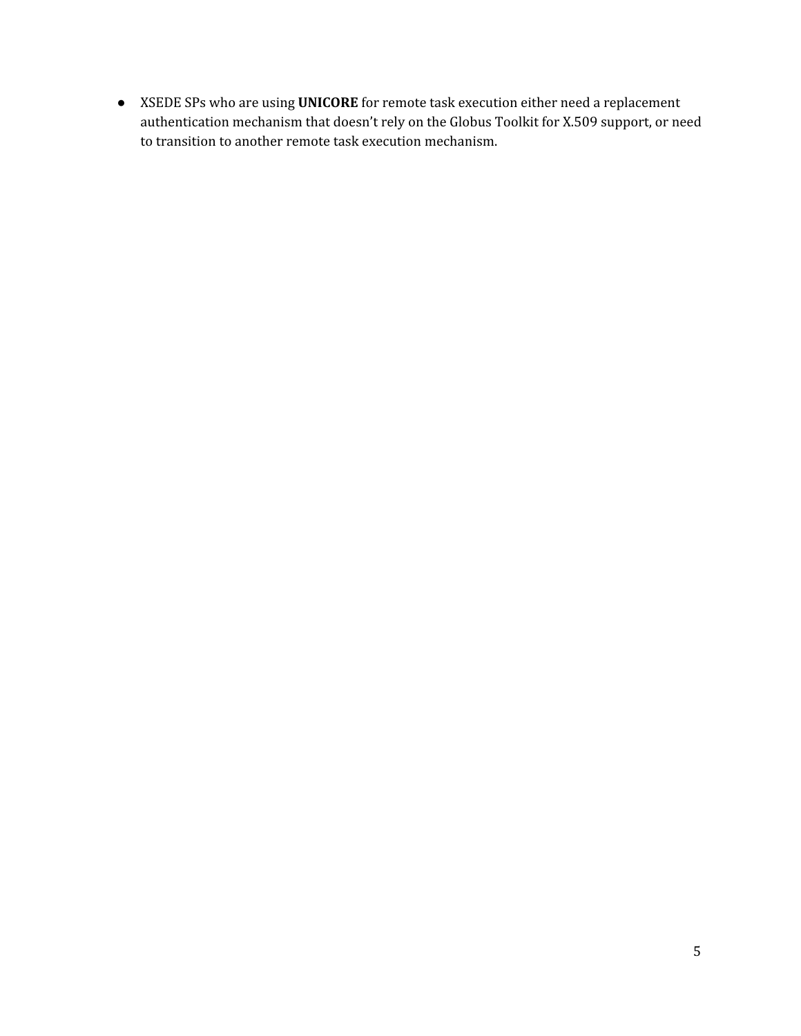- XSEDE SPs who are using **UNICORE** for remote task execution either need a replacement authentication mechanism that doesn't rely on the Globus Toolkit for X.509 support, or need to transition to another remote task execution mechanism.